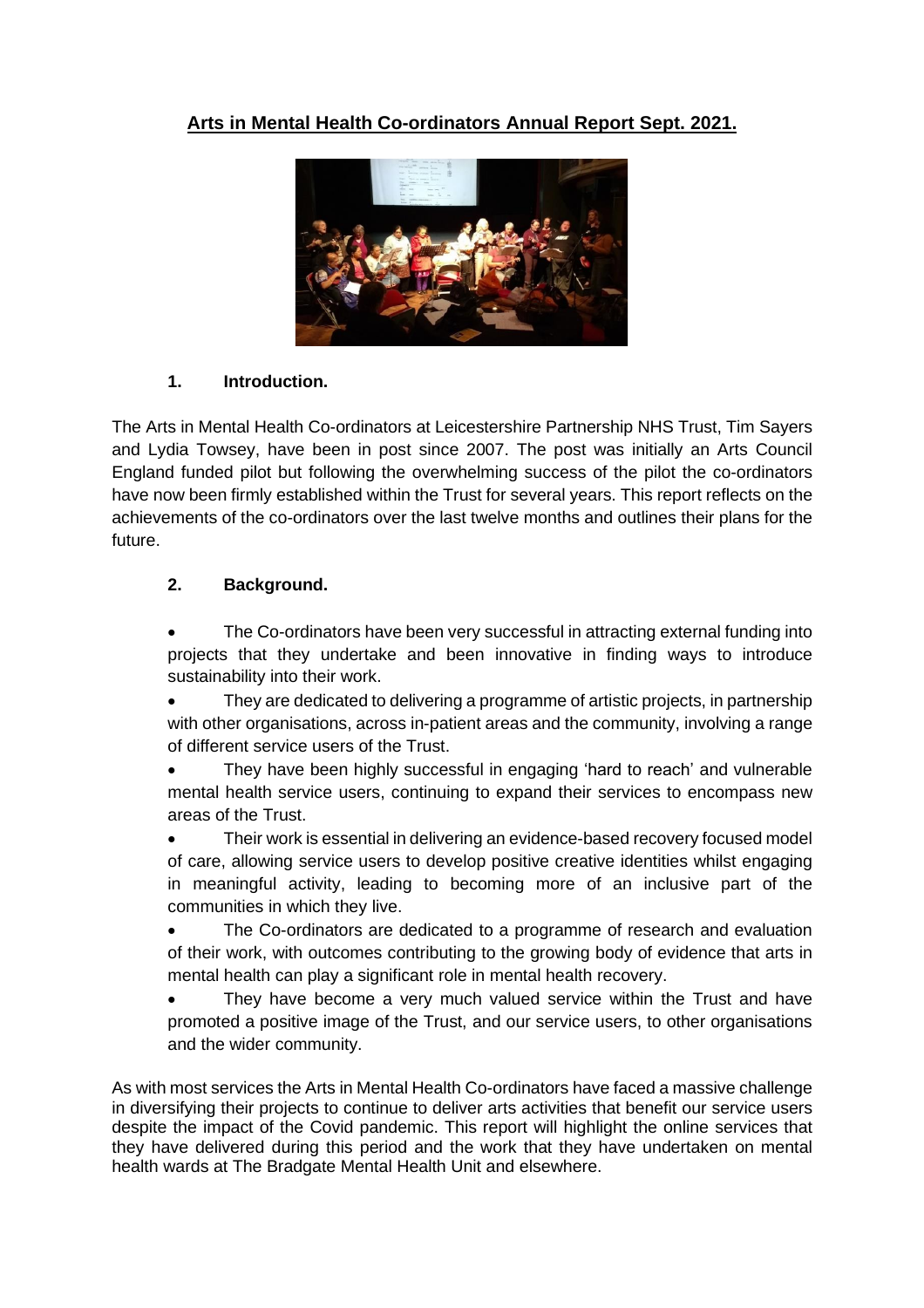# Arts in Mental Health Co-ordinators Annual Report Sept. 2021.

## 1. Introduction.

The Arts in Mental Health Co-ordinators at Leicestershire Partnership NHS Trust, Tim Sayers and Lydia Towsey, have been in post since 2007. The post was initially an Arts Council England funded pilot but following the overwhelming success of the pilot the co-ordinators have now been firmly established within the Trust for several years. This report reflects on the achievements of the co-ordinators over the last twelve months and outlines their plans for the future.

## 2. Background.

- The Co-ordinators have been very successful in attracting external funding into projects that they undertake and been innovative in finding ways to introduce sustainability into their work.
- They are dedicated to delivering a programme of artistic projects, in partnership with other organisations, across in-patient areas and the community, involving a range of different service users of the Trust.
- They have been highly successful in engaging 'hard to reach' and vulnerable mental health service users, continuing to expand their services to encompass new areas of the Trust.
- Their work is essential in delivering an evidence-based recovery focused model of care, allowing service users to develop positive creative identities whilst engaging in meaningful activity, leading to becoming more of an inclusive part of the communities in which they live.
- The Co-ordinators are dedicated to a programme of research and evaluation of their work, with outcomes contributing to the growing body of evidence that arts in mental health can play a significant role in mental health recovery.
- They have become a very much valued service within the Trust and have promoted a positive image of the Trust, and our service users, to other organisations and the wider community.

As with most services the Arts in Mental Health Co-ordinators have faced a massive challenge in diversifying their projects to continue to deliver arts activities that benefit our service users despite the impact of the Covid pandemic. This report will highlight the online services that they have delivered during this period and the work that they have undertaken on mental health wards at The Bradgate Mental Health Unit and elsewhere.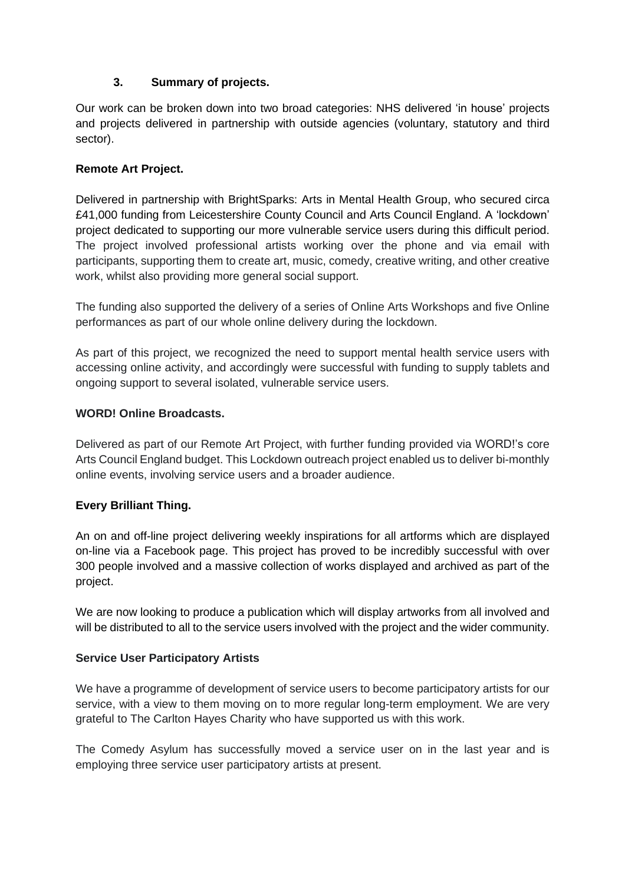## 3. Summary of projects.

Our work can be broken down into two broad categories: NHS delivered 'in house' projects and projects delivered in partnership with outside agencies (voluntary, statutory and third sector).

**Remote Art Project.**

Delivered in partnership with BrightSparks: Arts in Mental Health Group, who secured circa £41,000 funding from Leicestershire County Council and Arts Council England. A 'lockdown' project dedicated to supporting our more vulnerable service users during this difficult period. The project involved professional artists working over the phone and via email with participants, supporting them to create art, music, comedy, creative writing, and other creative work, whilst also providing more general social support.

The funding also supported the delivery of a series of Online Arts Workshops and five Online performances as part of our whole online delivery during the lockdown.

As part of this project, we recognized the need to support mental health service users with accessing online activity, and accordingly were successful with funding to supply tablets and ongoing support to several isolated, vulnerable service users.

**WORD! Online Broadcasts.**

Delivered as part of our Remote Art Project, with further funding provided via WORD!'s core Arts Council England budget. This Lockdown outreach project enabled us to deliver bi-monthly online events, involving service users and a broader audience.

**Every Brilliant Thing.**

An on and off-line project delivering weekly inspirations for all artforms which are displayed on-line via a Facebook page. This project has proved to be incredibly successful with over 300 people involved and a massive collection of works displayed and archived as part of the project.

We are now looking to produce a publication which will display artworks from all involved and will be distributed to all to the service users involved with the project and the wider community.

**Service User Participatory Artists**

We have a programme of development of service users to become participatory artists for our service, with a view to them moving on to more regular long-term employment. We are very grateful to The Carlton Hayes Charity who have supported us with this work.

The Comedy Asylum has successfully moved a service user on in the last year and is employing three service user participatory artists at present.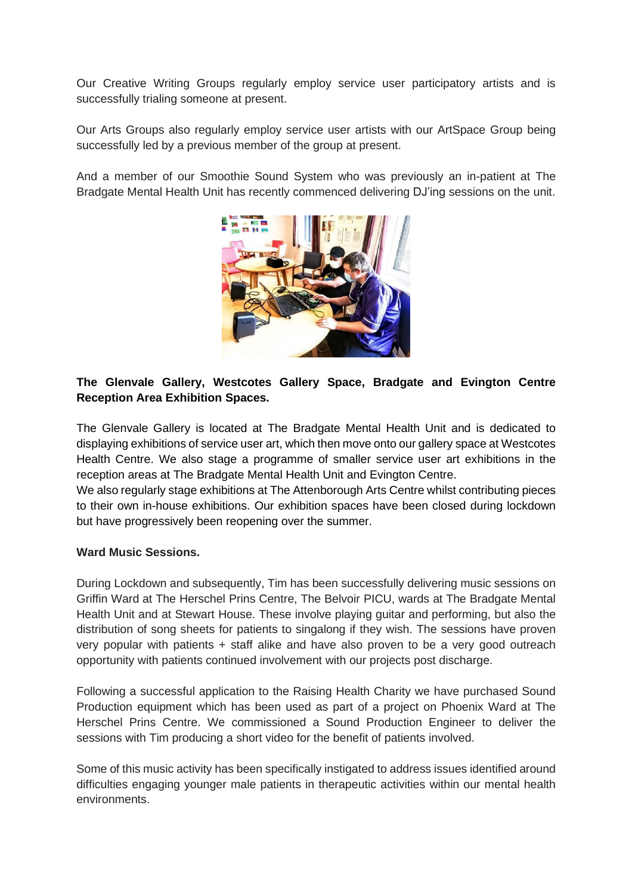Our Creative Writing Groups regularly employ service user participatory artists and is successfully trialing someone at present.

Our Arts Groups also regularly employ service user artists with our ArtSpace Group being successfully led by a previous member of the group at present.

And a member of our Smoothie Sound System who was previously an in-patient at The Bradgate Mental Health Unit has recently commenced delivering DJ'ing sessions on the unit.

**The Glenvale Gallery, Westcotes Gallery Space, Bradgate and Evington Centre Reception Area Exhibition Spaces.**

The Glenvale Gallery is located at The Bradgate Mental Health Unit and is dedicated to displaying exhibitions of service user art, which then move onto our gallery space at Westcotes Health Centre. We also stage a programme of smaller service user art exhibitions in the reception areas at The Bradgate Mental Health Unit and Evington Centre.
We also regularly stage exhibitions at The Attenborough Arts Centre whilst contributing pieces to their own in-house exhibitions. Our exhibition spaces have been closed during lockdown but have progressively been reopening over the summer.

**Ward Music Sessions.**

During Lockdown and subsequently, Tim has been successfully delivering music sessions on Griffin Ward at The Herschel Prins Centre, The Belvoir PICU, wards at The Bradgate Mental Health Unit and at Stewart House. These involve playing guitar and performing, but also the distribution of song sheets for patients to singalong if they wish. The sessions have proven very popular with patients + staff alike and have also proven to be a very good outreach opportunity with patients continued involvement with our projects post discharge.

Following a successful application to the Raising Health Charity we have purchased Sound Production equipment which has been used as part of a project on Phoenix Ward at The Herschel Prins Centre. We commissioned a Sound Production Engineer to deliver the sessions with Tim producing a short video for the benefit of patients involved.

Some of this music activity has been specifically instigated to address issues identified around difficulties engaging younger male patients in therapeutic activities within our mental health environments.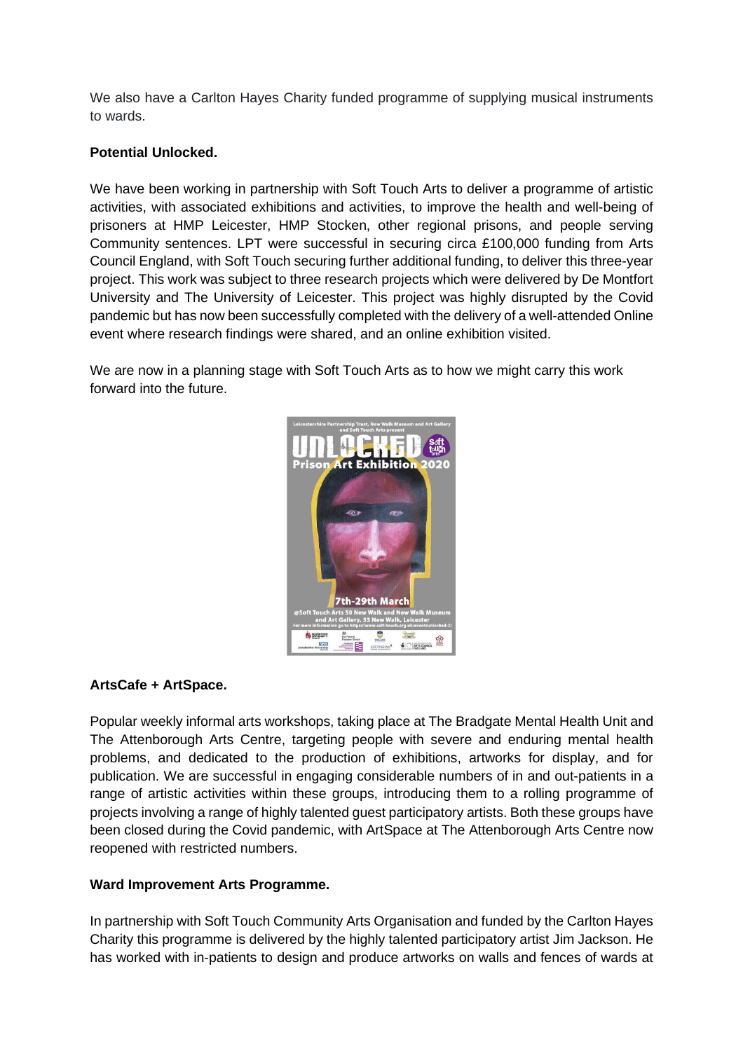We also have a Carlton Hayes Charity funded programme of supplying musical instruments to wards.

**Potential Unlocked.**

We have been working in partnership with Soft Touch Arts to deliver a programme of artistic activities, with associated exhibitions and activities, to improve the health and well-being of prisoners at HMP Leicester, HMP Stocken, other regional prisons, and people serving Community sentences. LPT were successful in securing circa £100,000 funding from Arts Council England, with Soft Touch securing further additional funding, to deliver this three-year project. This work was subject to three research projects which were delivered by De Montfort University and The University of Leicester. This project was highly disrupted by the Covid pandemic but has now been successfully completed with the delivery of a well-attended Online event where research findings were shared, and an online exhibition visited.

We are now in a planning stage with Soft Touch Arts as to how we might carry this work forward into the future.

**ArtsCafe + ArtSpace.**

Popular weekly informal arts workshops, taking place at The Bradgate Mental Health Unit and The Attenborough Arts Centre, targeting people with severe and enduring mental health problems, and dedicated to the production of exhibitions, artworks for display, and for publication. We are successful in engaging considerable numbers of in and out-patients in a range of artistic activities within these groups, introducing them to a rolling programme of projects involving a range of highly talented guest participatory artists. Both these groups have been closed during the Covid pandemic, with ArtSpace at The Attenborough Arts Centre now reopened with restricted numbers.

**Ward Improvement Arts Programme.**

In partnership with Soft Touch Community Arts Organisation and funded by the Carlton Hayes Charity this programme is delivered by the highly talented participatory artist Jim Jackson. He has worked with in-patients to design and produce artworks on walls and fences of wards at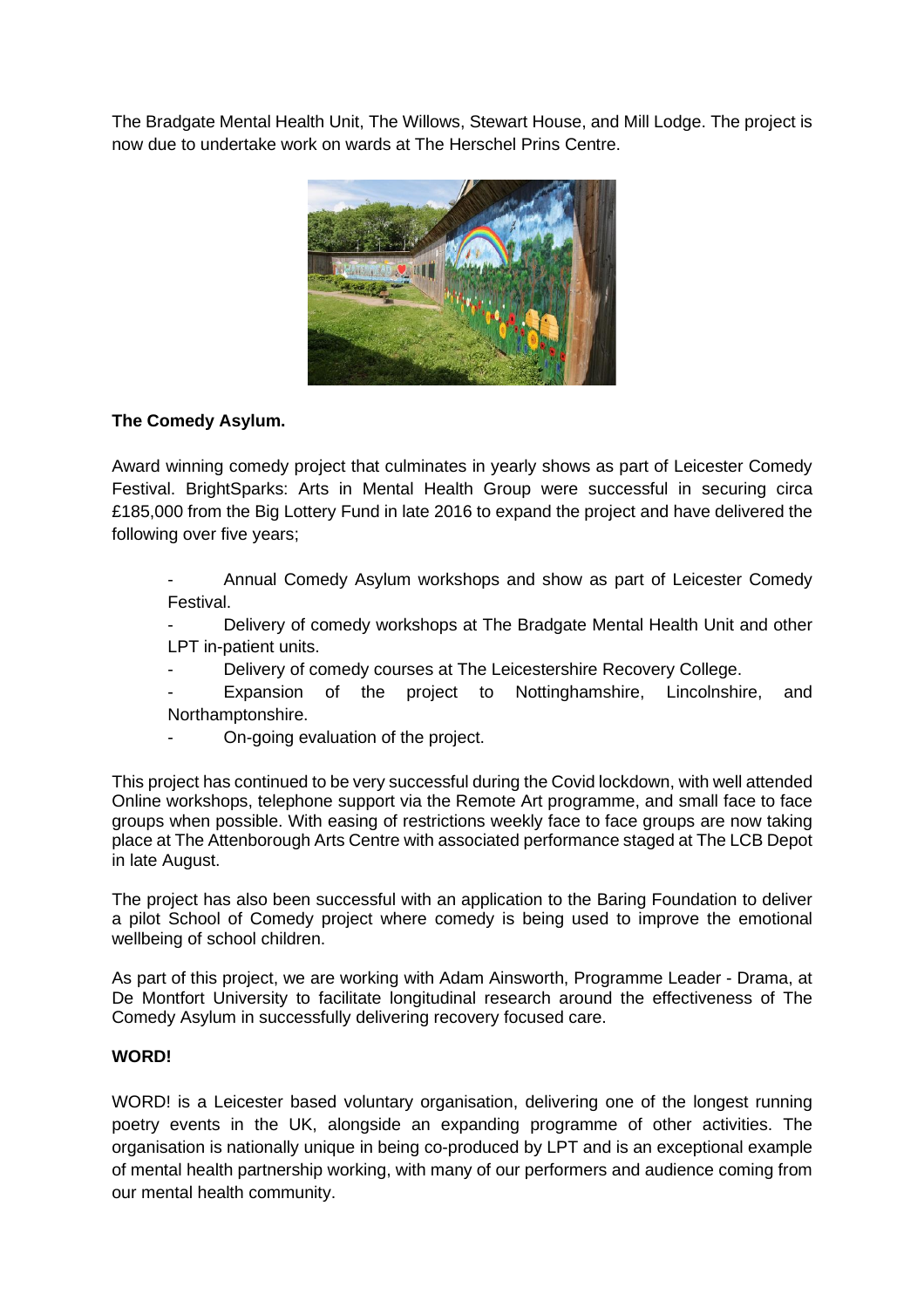The Bradgate Mental Health Unit, The Willows, Stewart House, and Mill Lodge. The project is now due to undertake work on wards at The Herschel Prins Centre.

**The Comedy Asylum.**

Award winning comedy project that culminates in yearly shows as part of Leicester Comedy Festival. BrightSparks: Arts in Mental Health Group were successful in securing circa £185,000 from the Big Lottery Fund in late 2016 to expand the project and have delivered the following over five years;

- Annual Comedy Asylum workshops and show as part of Leicester Comedy Festival.
- Delivery of comedy workshops at The Bradgate Mental Health Unit and other LPT in-patient units.
- Delivery of comedy courses at The Leicestershire Recovery College.
- Expansion of the project to Nottinghamshire, Lincolnshire, and Northamptonshire.
- On-going evaluation of the project.

This project has continued to be very successful during the Covid lockdown, with well attended Online workshops, telephone support via the Remote Art programme, and small face to face groups when possible. With easing of restrictions weekly face to face groups are now taking place at The Attenborough Arts Centre with associated performance staged at The LCB Depot in late August.

The project has also been successful with an application to the Baring Foundation to deliver a pilot School of Comedy project where comedy is being used to improve the emotional wellbeing of school children.

As part of this project, we are working with Adam Ainsworth, Programme Leader - Drama, at De Montfort University to facilitate longitudinal research around the effectiveness of The Comedy Asylum in successfully delivering recovery focused care.

**WORD!**

WORD! is a Leicester based voluntary organisation, delivering one of the longest running poetry events in the UK, alongside an expanding programme of other activities. The organisation is nationally unique in being co-produced by LPT and is an exceptional example of mental health partnership working, with many of our performers and audience coming from our mental health community.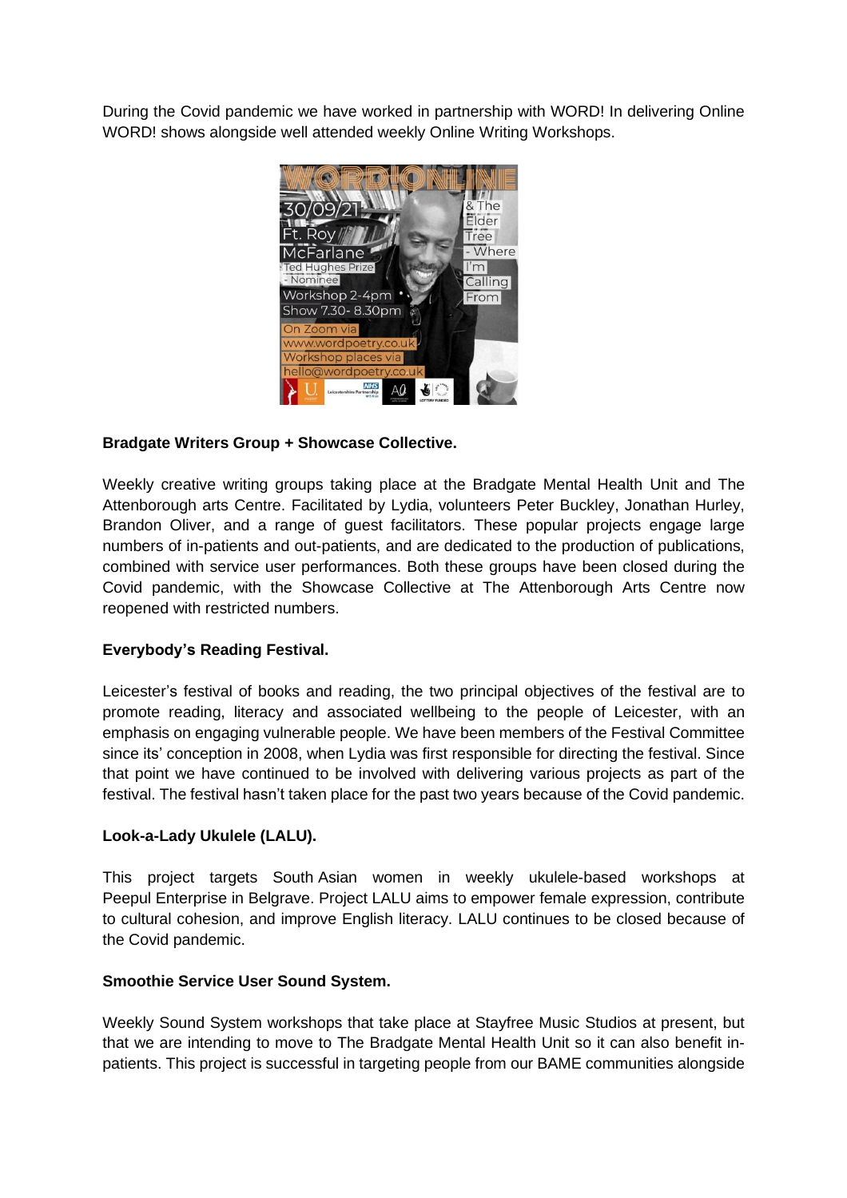During the Covid pandemic we have worked in partnership with WORD! In delivering Online WORD! shows alongside well attended weekly Online Writing Workshops.

**Bradgate Writers Group + Showcase Collective.**

Weekly creative writing groups taking place at the Bradgate Mental Health Unit and The Attenborough arts Centre. Facilitated by Lydia, volunteers Peter Buckley, Jonathan Hurley, Brandon Oliver, and a range of guest facilitators. These popular projects engage large numbers of in-patients and out-patients, and are dedicated to the production of publications, combined with service user performances. Both these groups have been closed during the Covid pandemic, with the Showcase Collective at The Attenborough Arts Centre now reopened with restricted numbers.

**Everybody's Reading Festival.**

Leicester's festival of books and reading, the two principal objectives of the festival are to promote reading, literacy and associated wellbeing to the people of Leicester, with an emphasis on engaging vulnerable people. We have been members of the Festival Committee since its' conception in 2008, when Lydia was first responsible for directing the festival. Since that point we have continued to be involved with delivering various projects as part of the festival. The festival hasn't taken place for the past two years because of the Covid pandemic.

**Look-a-Lady Ukulele (LALU).**

This project targets South Asian women in weekly ukulele-based workshops at Peepul Enterprise in Belgrave. Project LALU aims to empower female expression, contribute to cultural cohesion, and improve English literacy. LALU continues to be closed because of the Covid pandemic.

**Smoothie Service User Sound System.**

Weekly Sound System workshops that take place at Stayfree Music Studios at present, but that we are intending to move to The Bradgate Mental Health Unit so it can also benefit in-patients. This project is successful in targeting people from our BAME communities alongside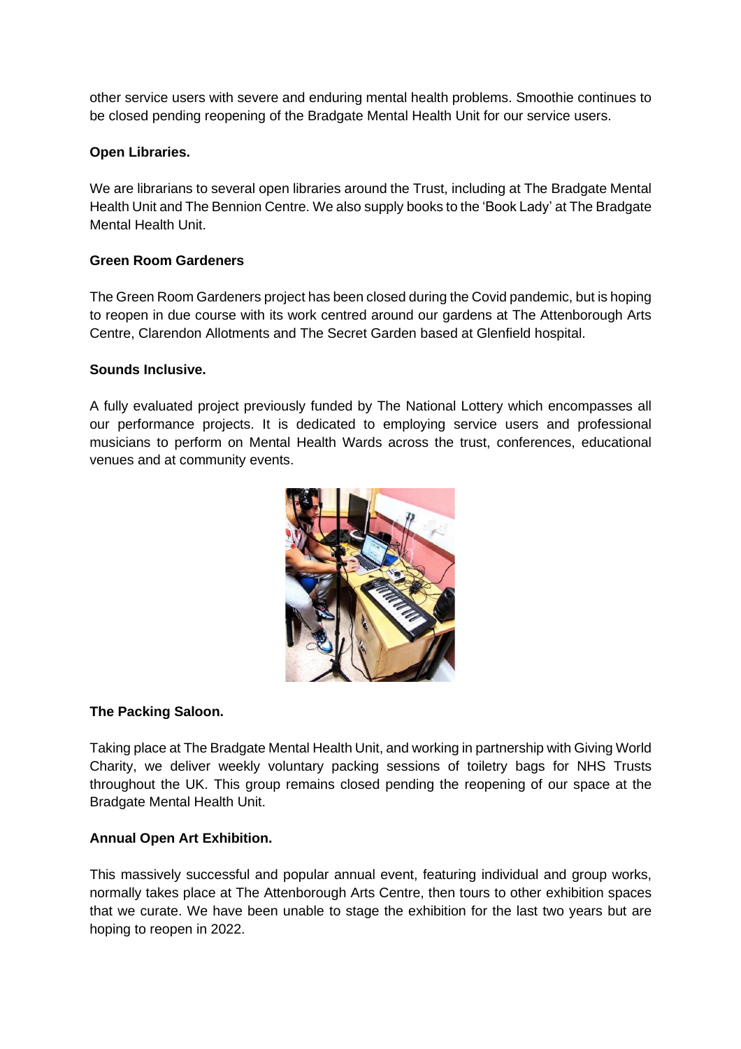other service users with severe and enduring mental health problems. Smoothie continues to be closed pending reopening of the Bradgate Mental Health Unit for our service users.

**Open Libraries.**

We are librarians to several open libraries around the Trust, including at The Bradgate Mental Health Unit and The Bennion Centre. We also supply books to the 'Book Lady' at The Bradgate Mental Health Unit.

**Green Room Gardeners**

The Green Room Gardeners project has been closed during the Covid pandemic, but is hoping to reopen in due course with its work centred around our gardens at The Attenborough Arts Centre, Clarendon Allotments and The Secret Garden based at Glenfield hospital.

**Sounds Inclusive.**

A fully evaluated project previously funded by The National Lottery which encompasses all our performance projects. It is dedicated to employing service users and professional musicians to perform on Mental Health Wards across the trust, conferences, educational venues and at community events.

**The Packing Saloon.**

Taking place at The Bradgate Mental Health Unit, and working in partnership with Giving World Charity, we deliver weekly voluntary packing sessions of toiletry bags for NHS Trusts throughout the UK. This group remains closed pending the reopening of our space at the Bradgate Mental Health Unit.

**Annual Open Art Exhibition.**

This massively successful and popular annual event, featuring individual and group works, normally takes place at The Attenborough Arts Centre, then tours to other exhibition spaces that we curate. We have been unable to stage the exhibition for the last two years but are hoping to reopen in 2022.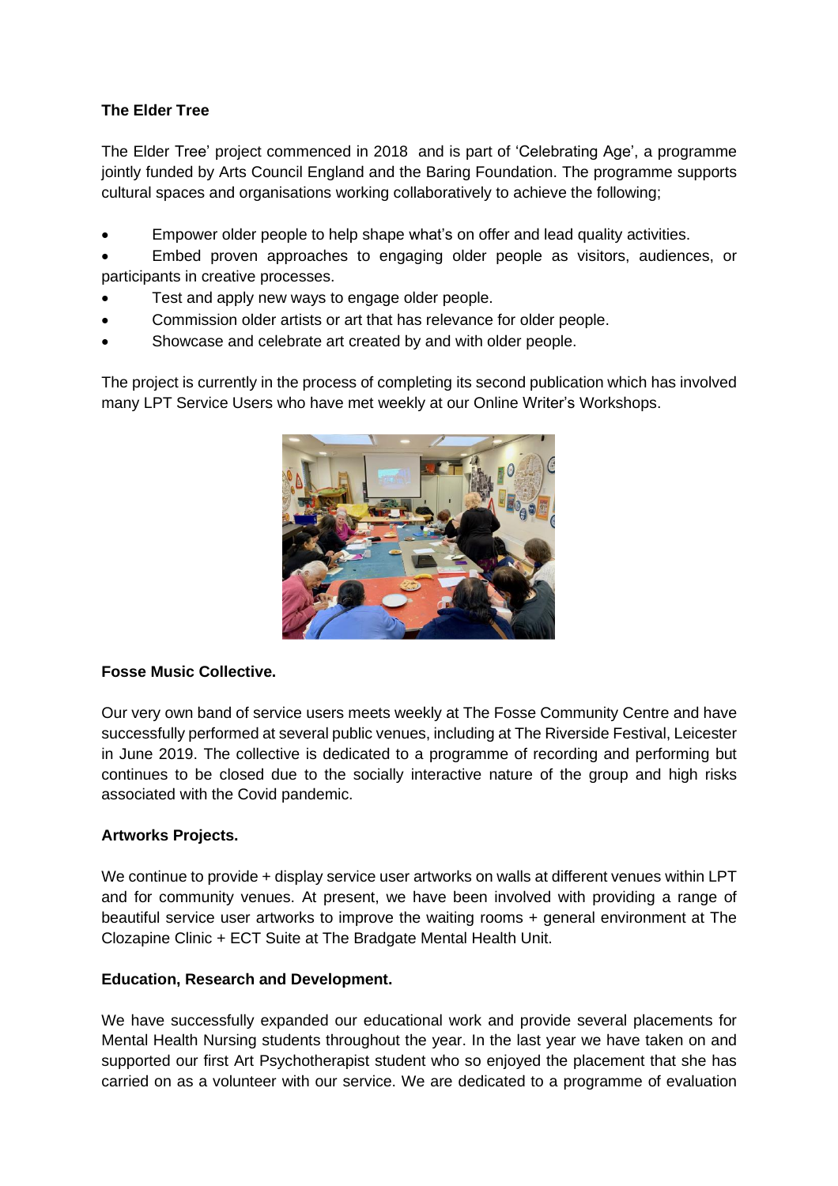**The Elder Tree**

The Elder Tree' project commenced in 2018  and is part of 'Celebrating Age', a programme jointly funded by Arts Council England and the Baring Foundation. The programme supports cultural spaces and organisations working collaboratively to achieve the following;

- Empower older people to help shape what's on offer and lead quality activities.
- Embed proven approaches to engaging older people as visitors, audiences, or participants in creative processes.
- Test and apply new ways to engage older people.
- Commission older artists or art that has relevance for older people.
- Showcase and celebrate art created by and with older people.

The project is currently in the process of completing its second publication which has involved many LPT Service Users who have met weekly at our Online Writer's Workshops.

**Fosse Music Collective.**

Our very own band of service users meets weekly at The Fosse Community Centre and have successfully performed at several public venues, including at The Riverside Festival, Leicester in June 2019. The collective is dedicated to a programme of recording and performing but continues to be closed due to the socially interactive nature of the group and high risks associated with the Covid pandemic.

**Artworks Projects.**

We continue to provide + display service user artworks on walls at different venues within LPT and for community venues. At present, we have been involved with providing a range of beautiful service user artworks to improve the waiting rooms + general environment at The Clozapine Clinic + ECT Suite at The Bradgate Mental Health Unit.

**Education, Research and Development.**

We have successfully expanded our educational work and provide several placements for Mental Health Nursing students throughout the year. In the last year we have taken on and supported our first Art Psychotherapist student who so enjoyed the placement that she has carried on as a volunteer with our service. We are dedicated to a programme of evaluation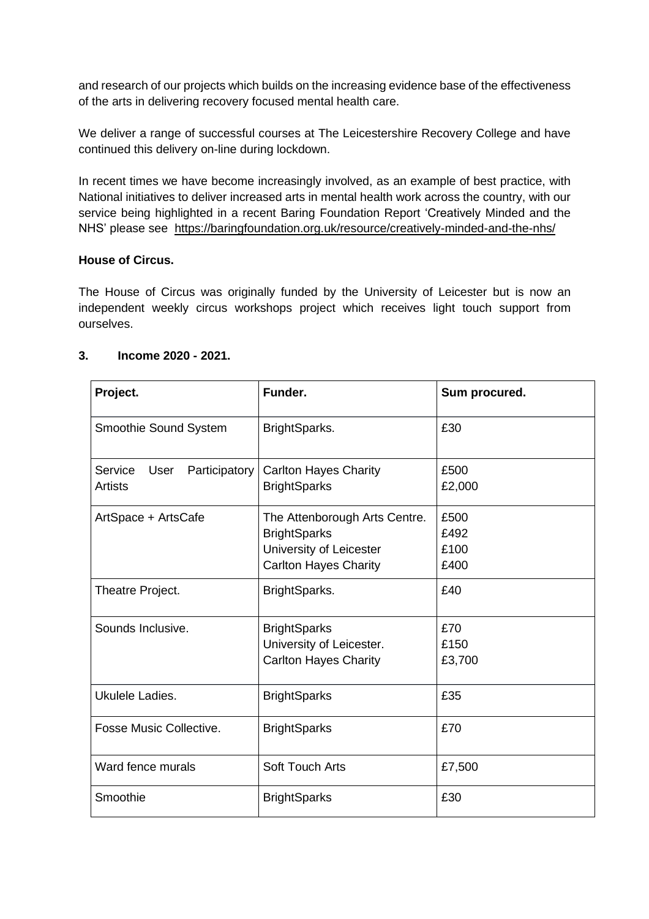and research of our projects which builds on the increasing evidence base of the effectiveness of the arts in delivering recovery focused mental health care.

We deliver a range of successful courses at The Leicestershire Recovery College and have continued this delivery on-line during lockdown.

In recent times we have become increasingly involved, as an example of best practice, with National initiatives to deliver increased arts in mental health work across the country, with our service being highlighted in a recent Baring Foundation Report 'Creatively Minded and the NHS' please see https://baringfoundation.org.uk/resource/creatively-minded-and-the-nhs/

**House of Circus.**

The House of Circus was originally funded by the University of Leicester but is now an independent weekly circus workshops project which receives light touch support from ourselves.

## 3. Income 2020 - 2021.

| Project. | Funder. | Sum procured. |
|---|---|---|
| Smoothie Sound System | BrightSparks. | £30 |
| Service User Participatory Artists | Carlton Hayes Charity<br>BrightSparks | £500<br>£2,000 |
| ArtSpace + ArtsCafe | The Attenborough Arts Centre.<br>BrightSparks<br>University of Leicester<br>Carlton Hayes Charity | £500<br>£492<br>£100<br>£400 |
| Theatre Project. | BrightSparks. | £40 |
| Sounds Inclusive. | BrightSparks<br>University of Leicester.<br>Carlton Hayes Charity | £70<br>£150<br>£3,700 |
| Ukulele Ladies. | BrightSparks | £35 |
| Fosse Music Collective. | BrightSparks | £70 |
| Ward fence murals | Soft Touch Arts | £7,500 |
| Smoothie | BrightSparks | £30 |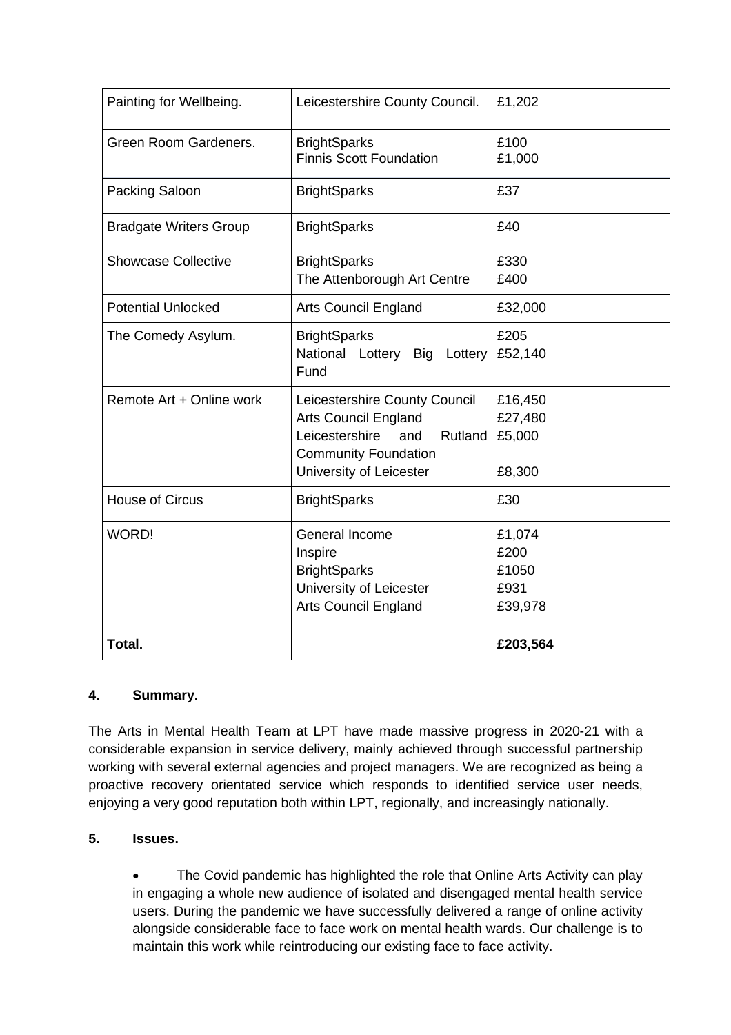| | | |
|---|---|---|
| Painting for Wellbeing. | Leicestershire County Council. | £1,202 |
| Green Room Gardeners. | BrightSparks<br>Finnis Scott Foundation | £100<br>£1,000 |
| Packing Saloon | BrightSparks | £37 |
| Bradgate Writers Group | BrightSparks | £40 |
| Showcase Collective | BrightSparks<br>The Attenborough Art Centre | £330<br>£400 |
| Potential Unlocked | Arts Council England | £32,000 |
| The Comedy Asylum. | BrightSparks<br>National Lottery Big Lottery Fund | £205<br>£52,140 |
| Remote Art + Online work | Leicestershire County Council<br>Arts Council England<br>Leicestershire and Rutland Community Foundation<br>University of Leicester | £16,450<br>£27,480<br>£5,000<br><br>£8,300 |
| House of Circus | BrightSparks | £30 |
| WORD! | General Income<br>Inspire<br>BrightSparks<br>University of Leicester<br>Arts Council England | £1,074<br>£200<br>£1050<br>£931<br>£39,978 |
| **Total.** | | **£203,564** |

## 4. Summary.

The Arts in Mental Health Team at LPT have made massive progress in 2020-21 with a considerable expansion in service delivery, mainly achieved through successful partnership working with several external agencies and project managers. We are recognized as being a proactive recovery orientated service which responds to identified service user needs, enjoying a very good reputation both within LPT, regionally, and increasingly nationally.

## 5. Issues.

- The Covid pandemic has highlighted the role that Online Arts Activity can play in engaging a whole new audience of isolated and disengaged mental health service users. During the pandemic we have successfully delivered a range of online activity alongside considerable face to face work on mental health wards. Our challenge is to maintain this work while reintroducing our existing face to face activity.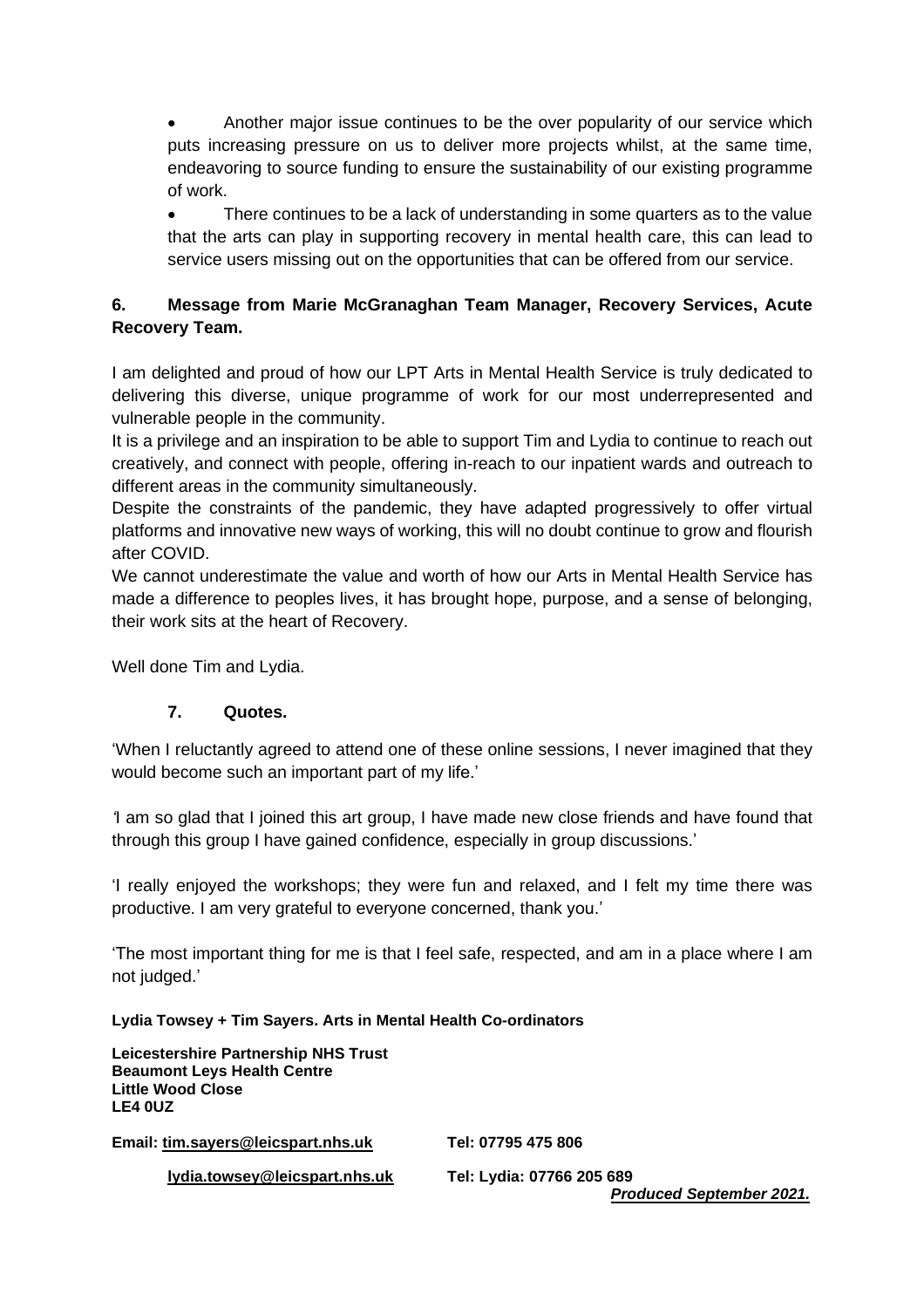- Another major issue continues to be the over popularity of our service which puts increasing pressure on us to deliver more projects whilst, at the same time, endeavoring to source funding to ensure the sustainability of our existing programme of work.
- There continues to be a lack of understanding in some quarters as to the value that the arts can play in supporting recovery in mental health care, this can lead to service users missing out on the opportunities that can be offered from our service.

## 6. Message from Marie McGranaghan Team Manager, Recovery Services, Acute Recovery Team.

I am delighted and proud of how our LPT Arts in Mental Health Service is truly dedicated to delivering this diverse, unique programme of work for our most underrepresented and vulnerable people in the community.
It is a privilege and an inspiration to be able to support Tim and Lydia to continue to reach out creatively, and connect with people, offering in-reach to our inpatient wards and outreach to different areas in the community simultaneously.
Despite the constraints of the pandemic, they have adapted progressively to offer virtual platforms and innovative new ways of working, this will no doubt continue to grow and flourish after COVID.
We cannot underestimate the value and worth of how our Arts in Mental Health Service has made a difference to peoples lives, it has brought hope, purpose, and a sense of belonging, their work sits at the heart of Recovery.

Well done Tim and Lydia.

## 7. Quotes.

'When I reluctantly agreed to attend one of these online sessions, I never imagined that they would become such an important part of my life.'

*'*I am so glad that I joined this art group, I have made new close friends and have found that through this group I have gained confidence, especially in group discussions.'

'I really enjoyed the workshops; they were fun and relaxed, and I felt my time there was productive. I am very grateful to everyone concerned, thank you.'

'The most important thing for me is that I feel safe, respected, and am in a place where I am not judged.'

**Lydia Towsey + Tim Sayers. Arts in Mental Health Co-ordinators**

**Leicestershire Partnership NHS Trust**
**Beaumont Leys Health Centre**
**Little Wood Close**
**LE4 0UZ**

**Email: tim.sayers@leicspart.nhs.uk** **Tel: 07795 475 806**

**lydia.towsey@leicspart.nhs.uk** **Tel: Lydia: 07766 205 689**

***Produced September 2021.***